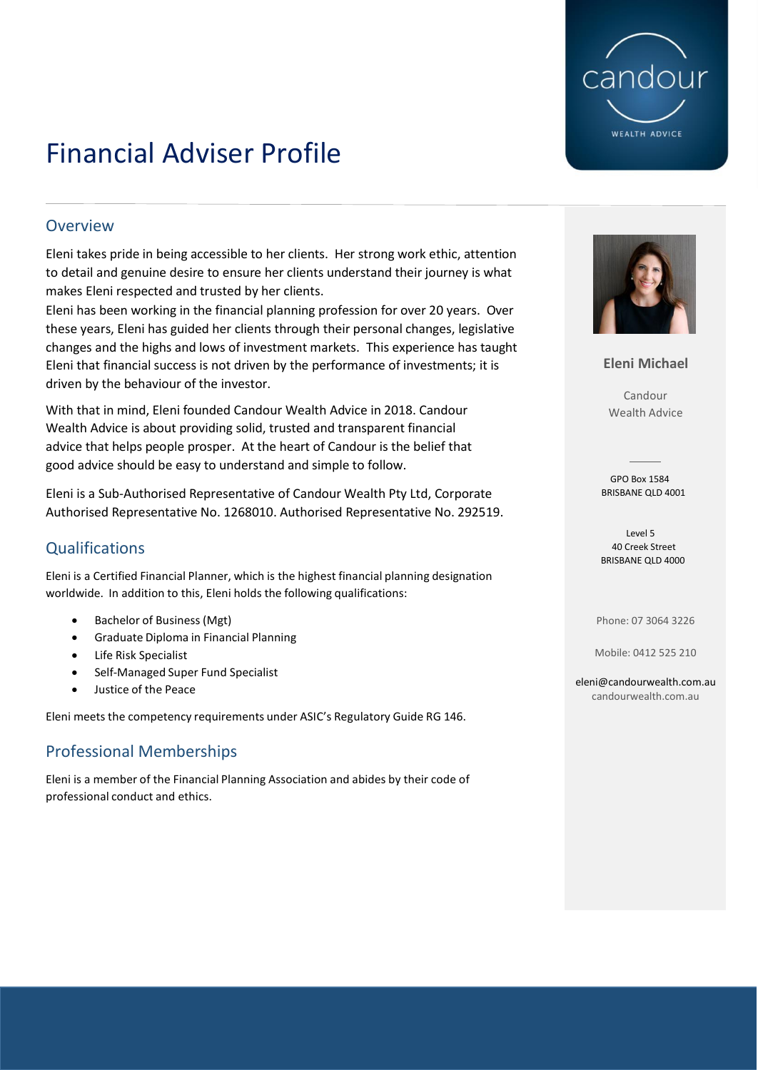# Financial Adviser Profile

## Overview

Eleni takes pride in being accessible to her clients. Her strong work ethic, attention to detail and genuine desire to ensure her clients understand their journey is what makes Eleni respected and trusted by her clients.
Eleni has been working in the financial planning profession for over 20 years. Over these years, Eleni has guided her clients through their personal changes, legislative changes and the highs and lows of investment markets. This experience has taught Eleni that financial success is not driven by the performance of investments; it is driven by the behaviour of the investor.

With that in mind, Eleni founded Candour Wealth Advice in 2018. Candour Wealth Advice is about providing solid, trusted and transparent financial advice that helps people prosper. At the heart of Candour is the belief that good advice should be easy to understand and simple to follow.

Eleni is a Sub-Authorised Representative of Candour Wealth Pty Ltd, Corporate Authorised Representative No. 1268010. Authorised Representative No. 292519.

## Qualifications

Eleni is a Certified Financial Planner, which is the highest financial planning designation worldwide. In addition to this, Eleni holds the following qualifications:

- Bachelor of Business (Mgt)
- Graduate Diploma in Financial Planning
- Life Risk Specialist
- Self-Managed Super Fund Specialist
- Justice of the Peace

Eleni meets the competency requirements under ASIC's Regulatory Guide RG 146.

## Professional Memberships

Eleni is a member of the Financial Planning Association and abides by their code of professional conduct and ethics.

**Eleni Michael**

Candour
Wealth Advice

GPO Box 1584
BRISBANE QLD 4001

Level 5
40 Creek Street
BRISBANE QLD 4000

Phone: 07 3064 3226

Mobile: 0412 525 210

eleni@candourwealth.com.au
candourwealth.com.au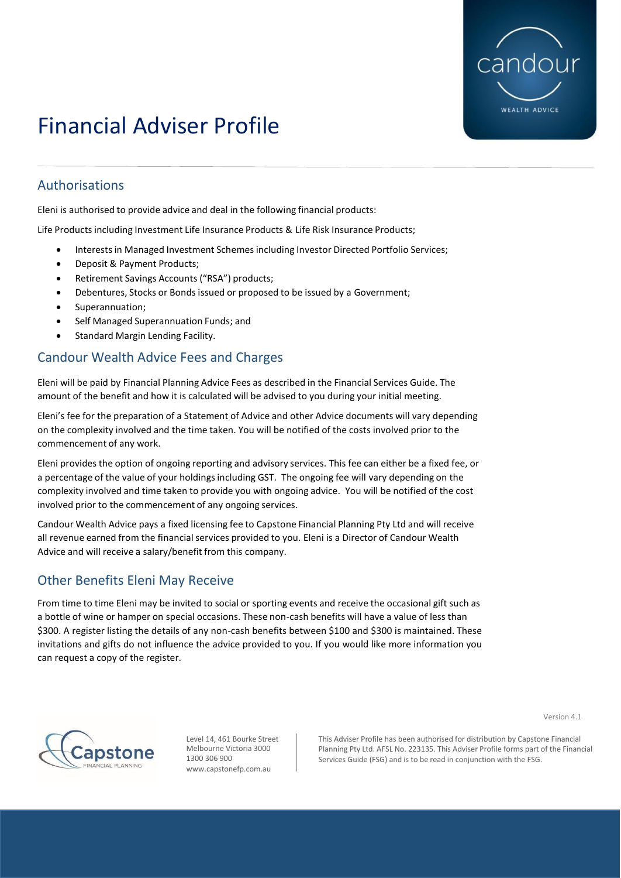# Financial Adviser Profile

## Authorisations

Eleni is authorised to provide advice and deal in the following financial products:

Life Products including Investment Life Insurance Products & Life Risk Insurance Products;

- Interests in Managed Investment Schemes including Investor Directed Portfolio Services;
- Deposit & Payment Products;
- Retirement Savings Accounts ("RSA") products;
- Debentures, Stocks or Bonds issued or proposed to be issued by a Government;
- Superannuation;
- Self Managed Superannuation Funds; and
- Standard Margin Lending Facility.

## Candour Wealth Advice Fees and Charges

Eleni will be paid by Financial Planning Advice Fees as described in the Financial Services Guide. The amount of the benefit and how it is calculated will be advised to you during your initial meeting.

Eleni's fee for the preparation of a Statement of Advice and other Advice documents will vary depending on the complexity involved and the time taken. You will be notified of the costs involved prior to the commencement of any work.

Eleni provides the option of ongoing reporting and advisory services. This fee can either be a fixed fee, or a percentage of the value of your holdings including GST. The ongoing fee will vary depending on the complexity involved and time taken to provide you with ongoing advice. You will be notified of the cost involved prior to the commencement of any ongoing services.

Candour Wealth Advice pays a fixed licensing fee to Capstone Financial Planning Pty Ltd and will receive all revenue earned from the financial services provided to you. Eleni is a Director of Candour Wealth Advice and will receive a salary/benefit from this company.

## Other Benefits Eleni May Receive

From time to time Eleni may be invited to social or sporting events and receive the occasional gift such as a bottle of wine or hamper on special occasions. These non-cash benefits will have a value of less than $300. A register listing the details of any non-cash benefits between $100 and $300 is maintained. These invitations and gifts do not influence the advice provided to you. If you would like more information you can request a copy of the register.

Version 4.1

Level 14, 461 Bourke Street
Melbourne Victoria 3000
1300 306 900
www.capstonefp.com.au

This Adviser Profile has been authorised for distribution by Capstone Financial Planning Pty Ltd. AFSL No. 223135. This Adviser Profile forms part of the Financial Services Guide (FSG) and is to be read in conjunction with the FSG.